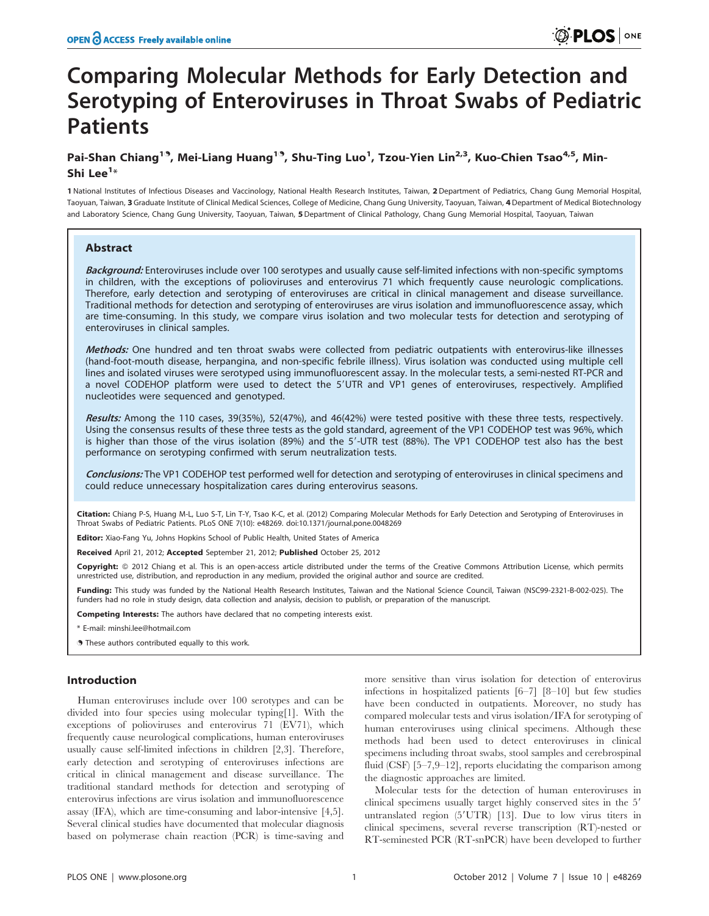# Comparing Molecular Methods for Early Detection and Serotyping of Enteroviruses in Throat Swabs of Pediatric Patients

Pai-Shan Chiang[1]¶, Mei-Liang Huang[1]¶, Shu-Ting Luo[1], Tzou-Yien Lin[2,3], Kuo-Chien Tsao[4,5], Min-Shi Lee[1]*

1 National Institutes of Infectious Diseases and Vaccinology, National Health Research Institutes, Taiwan, 2 Department of Pediatrics, Chang Gung Memorial Hospital, Taoyuan, Taiwan, 3 Graduate Institute of Clinical Medical Sciences, College of Medicine, Chang Gung University, Taoyuan, Taiwan, 4 Department of Medical Biotechnology and Laboratory Science, Chang Gung University, Taoyuan, Taiwan, 5 Department of Clinical Pathology, Chang Gung Memorial Hospital, Taoyuan, Taiwan

## Abstract

***Background:*** Enteroviruses include over 100 serotypes and usually cause self-limited infections with non-specific symptoms in children, with the exceptions of polioviruses and enterovirus 71 which frequently cause neurologic complications. Therefore, early detection and serotyping of enteroviruses are critical in clinical management and disease surveillance. Traditional methods for detection and serotyping of enteroviruses are virus isolation and immunofluorescence assay, which are time-consuming. In this study, we compare virus isolation and two molecular tests for detection and serotyping of enteroviruses in clinical samples.

***Methods:*** One hundred and ten throat swabs were collected from pediatric outpatients with enterovirus-like illnesses (hand-foot-mouth disease, herpangina, and non-specific febrile illness). Virus isolation was conducted using multiple cell lines and isolated viruses were serotyped using immunofluorescent assay. In the molecular tests, a semi-nested RT-PCR and a novel CODEHOP platform were used to detect the 5′UTR and VP1 genes of enteroviruses, respectively. Amplified nucleotides were sequenced and genotyped.

***Results:*** Among the 110 cases, 39(35%), 52(47%), and 46(42%) were tested positive with these three tests, respectively. Using the consensus results of these three tests as the gold standard, agreement of the VP1 CODEHOP test was 96%, which is higher than those of the virus isolation (89%) and the 5′-UTR test (88%). The VP1 CODEHOP test also has the best performance on serotyping confirmed with serum neutralization tests.

***Conclusions:*** The VP1 CODEHOP test performed well for detection and serotyping of enteroviruses in clinical specimens and could reduce unnecessary hospitalization cares during enterovirus seasons.

**Citation:** Chiang P-S, Huang M-L, Luo S-T, Lin T-Y, Tsao K-C, et al. (2012) Comparing Molecular Methods for Early Detection and Serotyping of Enteroviruses in Throat Swabs of Pediatric Patients. PLoS ONE 7(10): e48269. doi:10.1371/journal.pone.0048269

**Editor:** Xiao-Fang Yu, Johns Hopkins School of Public Health, United States of America

**Received** April 21, 2012; **Accepted** September 21, 2012; **Published** October 25, 2012

**Copyright:** © 2012 Chiang et al. This is an open-access article distributed under the terms of the Creative Commons Attribution License, which permits unrestricted use, distribution, and reproduction in any medium, provided the original author and source are credited.

**Funding:** This study was funded by the National Health Research Institutes, Taiwan and the National Science Council, Taiwan (NSC99-2321-B-002-025). The funders had no role in study design, data collection and analysis, decision to publish, or preparation of the manuscript.

**Competing Interests:** The authors have declared that no competing interests exist.

\* E-mail: minshi.lee@hotmail.com

¶ These authors contributed equally to this work.

## Introduction

Human enteroviruses include over 100 serotypes and can be divided into four species using molecular typing[1]. With the exceptions of polioviruses and enterovirus 71 (EV71), which frequently cause neurological complications, human enteroviruses usually cause self-limited infections in children [2,3]. Therefore, early detection and serotyping of enteroviruses infections are critical in clinical management and disease surveillance. The traditional standard methods for detection and serotyping of enterovirus infections are virus isolation and immunofluorescence assay (IFA), which are time-consuming and labor-intensive [4,5]. Several clinical studies have documented that molecular diagnosis based on polymerase chain reaction (PCR) is time-saving and more sensitive than virus isolation for detection of enterovirus infections in hospitalized patients [6–7] [8–10] but few studies have been conducted in outpatients. Moreover, no study has compared molecular tests and virus isolation/IFA for serotyping of human enteroviruses using clinical specimens. Although these methods had been used to detect enteroviruses in clinical specimens including throat swabs, stool samples and cerebrospinal fluid (CSF) [5–7,9–12], reports elucidating the comparison among the diagnostic approaches are limited.

Molecular tests for the detection of human enteroviruses in clinical specimens usually target highly conserved sites in the 5′ untranslated region (5′UTR) [13]. Due to low virus titers in clinical specimens, several reverse transcription (RT)-nested or RT-seminested PCR (RT-snPCR) have been developed to further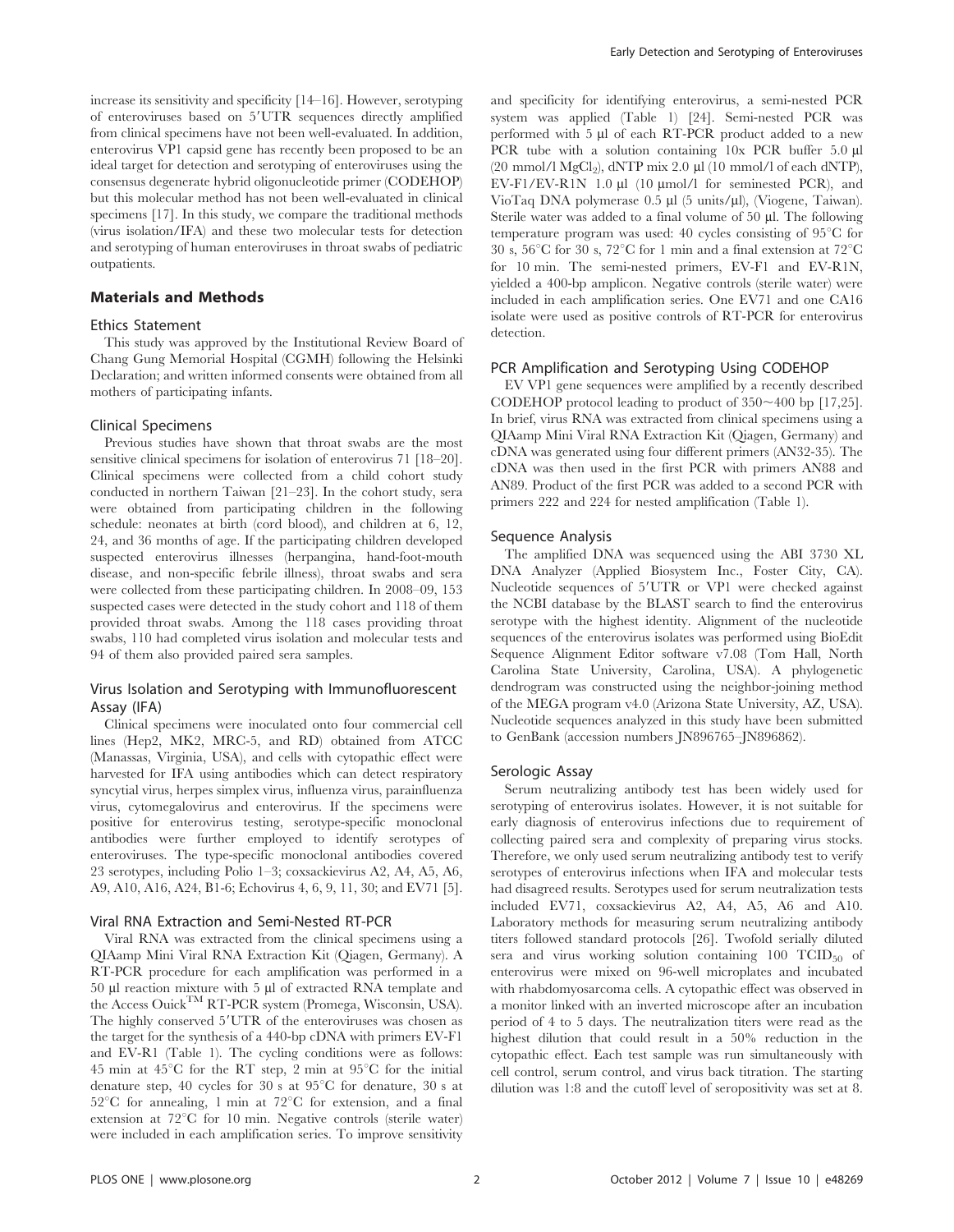increase its sensitivity and specificity [14–16]. However, serotyping of enteroviruses based on 5′UTR sequences directly amplified from clinical specimens have not been well-evaluated. In addition, enterovirus VP1 capsid gene has recently been proposed to be an ideal target for detection and serotyping of enteroviruses using the consensus degenerate hybrid oligonucleotide primer (CODEHOP) but this molecular method has not been well-evaluated in clinical specimens [17]. In this study, we compare the traditional methods (virus isolation/IFA) and these two molecular tests for detection and serotyping of human enteroviruses in throat swabs of pediatric outpatients.

## Materials and Methods

### Ethics Statement

This study was approved by the Institutional Review Board of Chang Gung Memorial Hospital (CGMH) following the Helsinki Declaration; and written informed consents were obtained from all mothers of participating infants.

### Clinical Specimens

Previous studies have shown that throat swabs are the most sensitive clinical specimens for isolation of enterovirus 71 [18–20]. Clinical specimens were collected from a child cohort study conducted in northern Taiwan [21–23]. In the cohort study, sera were obtained from participating children in the following schedule: neonates at birth (cord blood), and children at 6, 12, 24, and 36 months of age. If the participating children developed suspected enterovirus illnesses (herpangina, hand-foot-mouth disease, and non-specific febrile illness), throat swabs and sera were collected from these participating children. In 2008–09, 153 suspected cases were detected in the study cohort and 118 of them provided throat swabs. Among the 118 cases providing throat swabs, 110 had completed virus isolation and molecular tests and 94 of them also provided paired sera samples.

### Virus Isolation and Serotyping with Immunofluorescent Assay (IFA)

Clinical specimens were inoculated onto four commercial cell lines (Hep2, MK2, MRC-5, and RD) obtained from ATCC (Manassas, Virginia, USA), and cells with cytopathic effect were harvested for IFA using antibodies which can detect respiratory syncytial virus, herpes simplex virus, influenza virus, parainfluenza virus, cytomegalovirus and enterovirus. If the specimens were positive for enterovirus testing, serotype-specific monoclonal antibodies were further employed to identify serotypes of enteroviruses. The type-specific monoclonal antibodies covered 23 serotypes, including Polio 1–3; coxsackievirus A2, A4, A5, A6, A9, A10, A16, A24, B1-6; Echovirus 4, 6, 9, 11, 30; and EV71 [5].

### Viral RNA Extraction and Semi-Nested RT-PCR

Viral RNA was extracted from the clinical specimens using a QIAmp Mini Viral RNA Extraction Kit (Qiagen, Germany). A RT-PCR procedure for each amplification was performed in a 50 µl reaction mixture with 5 µl of extracted RNA template and the Access Ouick™ RT-PCR system (Promega, Wisconsin, USA). The highly conserved 5′UTR of the enteroviruses was chosen as the target for the synthesis of a 440-bp cDNA with primers EV-F1 and EV-R1 (Table 1). The cycling conditions were as follows: 45 min at 45°C for the RT step, 2 min at 95°C for the initial denature step, 40 cycles for 30 s at 95°C for denature, 30 s at 52°C for annealing, 1 min at 72°C for extension, and a final extension at 72°C for 10 min. Negative controls (sterile water) were included in each amplification series. To improve sensitivity and specificity for identifying enterovirus, a semi-nested PCR system was applied (Table 1) [24]. Semi-nested PCR was performed with 5 µl of each RT-PCR product added to a new PCR tube with a solution containing 10x PCR buffer 5.0 µl (20 mmol/l $MgCl_2$), dNTP mix 2.0 µl (10 mmol/l of each dNTP), EV-F1/EV-R1N 1.0 µl (10 µmol/l for seminested PCR), and VioTaq DNA polymerase 0.5 µl (5 units/µl), (Viogene, Taiwan). Sterile water was added to a final volume of 50 µl. The following temperature program was used: 40 cycles consisting of 95°C for 30 s, 56°C for 30 s, 72°C for 1 min and a final extension at 72°C for 10 min. The semi-nested primers, EV-F1 and EV-R1N, yielded a 400-bp amplicon. Negative controls (sterile water) were included in each amplification series. One EV71 and one CA16 isolate were used as positive controls of RT-PCR for enterovirus detection.

### PCR Amplification and Serotyping Using CODEHOP

EV VP1 gene sequences were amplified by a recently described CODEHOP protocol leading to product of 350~400 bp [17,25]. In brief, virus RNA was extracted from clinical specimens using a QIAamp Mini Viral RNA Extraction Kit (Qiagen, Germany) and cDNA was generated using four different primers (AN32-35). The cDNA was then used in the first PCR with primers AN88 and AN89. Product of the first PCR was added to a second PCR with primers 222 and 224 for nested amplification (Table 1).

### Sequence Analysis

The amplified DNA was sequenced using the ABI 3730 XL DNA Analyzer (Applied Biosystem Inc., Foster City, CA). Nucleotide sequences of 5′UTR or VP1 were checked against the NCBI database by the BLAST search to find the enterovirus serotype with the highest identity. Alignment of the nucleotide sequences of the enterovirus isolates was performed using BioEdit Sequence Alignment Editor software v7.08 (Tom Hall, North Carolina State University, Carolina, USA). A phylogenetic dendrogram was constructed using the neighbor-joining method of the MEGA program v4.0 (Arizona State University, AZ, USA). Nucleotide sequences analyzed in this study have been submitted to GenBank (accession numbers JN896765–JN896862).

### Serologic Assay

Serum neutralizing antibody test has been widely used for serotyping of enterovirus isolates. However, it is not suitable for early diagnosis of enterovirus infections due to requirement of collecting paired sera and complexity of preparing virus stocks. Therefore, we only used serum neutralizing antibody test to verify serotypes of enterovirus infections when IFA and molecular tests had disagreed results. Serotypes used for serum neutralization tests included EV71, coxsackievirus A2, A4, A5, A6 and A10. Laboratory methods for measuring serum neutralizing antibody titers followed standard protocols [26]. Twofold serially diluted sera and virus working solution containing 100 $TCID_{50}$ of enterovirus were mixed on 96-well microplates and incubated with rhabdomyosarcoma cells. A cytopathic effect was observed in a monitor linked with an inverted microscope after an incubation period of 4 to 5 days. The neutralization titers were read as the highest dilution that could result in a 50% reduction in the cytopathic effect. Each test sample was run simultaneously with cell control, serum control, and virus back titration. The starting dilution was 1:8 and the cutoff level of seropositivity was set at 8.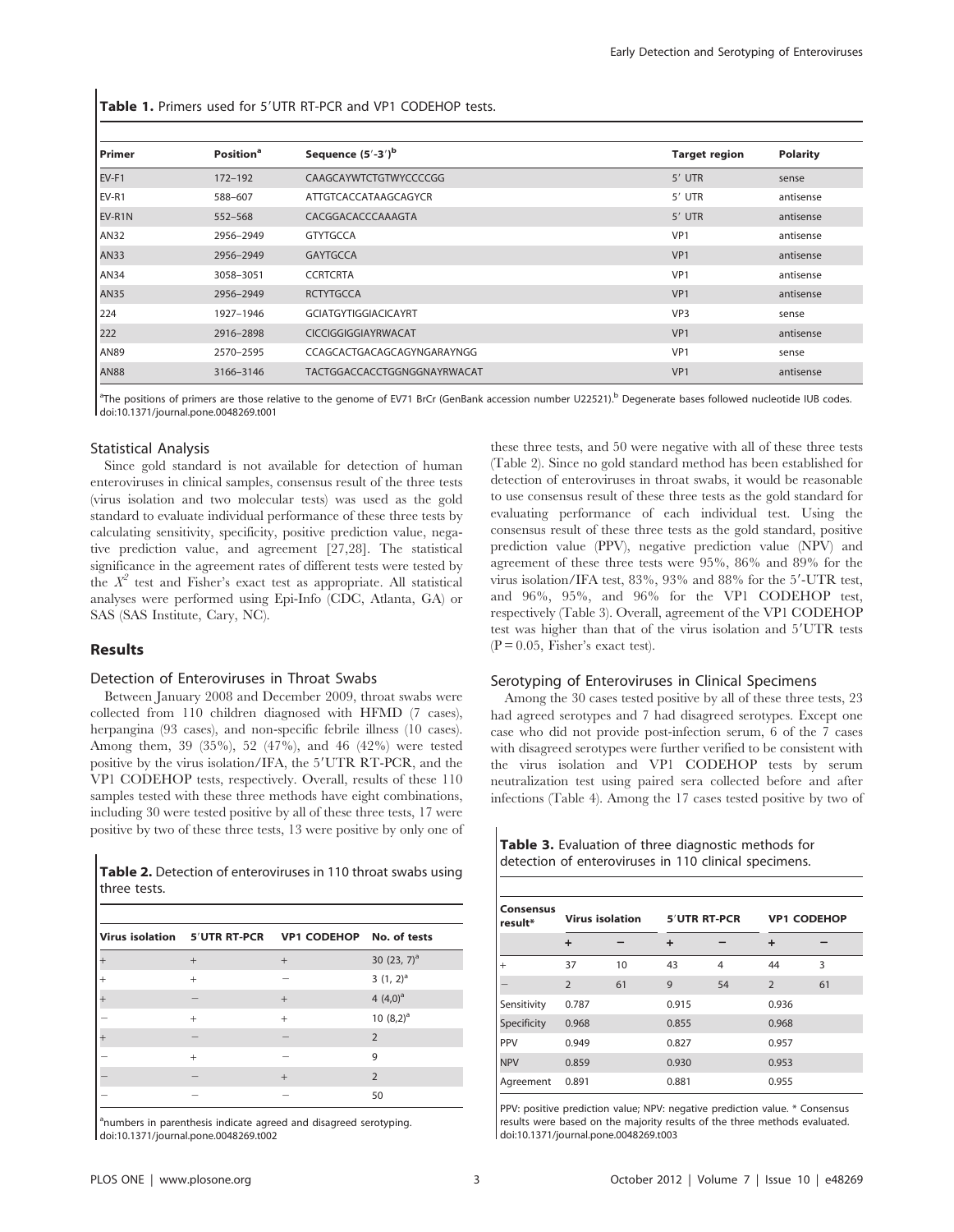**Table 1.** Primers used for 5′UTR RT-PCR and VP1 CODEHOP tests.

| Primer | Position[a] | Sequence (5′-3′)[b] | Target region | Polarity |
|---|---|---|---|---|
| EV-F1 | 172–192 | CAAGCAYWTCTGTWYCCCCGG | 5′ UTR | sense |
| EV-R1 | 588–607 | ATTGTCACCATAAGCAGYCR | 5′ UTR | antisense |
| EV-R1N | 552–568 | CACGGACACCCAAAGTA | 5′ UTR | antisense |
| AN32 | 2956–2949 | GTYTGCCA | VP1 | antisense |
| AN33 | 2956–2949 | GAYTGCCA | VP1 | antisense |
| AN34 | 3058–3051 | CCRTCRTA | VP1 | antisense |
| AN35 | 2956–2949 | RCTYTGCCA | VP1 | antisense |
| 224 | 1927–1946 | GCIATGYTIGGIACICAYRT | VP3 | sense |
| 222 | 2916–2898 | CICCIGGIGGIAYRWACAT | VP1 | antisense |
| AN89 | 2570–2595 | CCAGCACTGACAGCAGYNGARAYNGG | VP1 | sense |
| AN88 | 3166–3146 | TACTGGACCACCTGGNGGNAYRWACAT | VP1 | antisense |

[a]The positions of primers are those relative to the genome of EV71 BrCr (GenBank accession number U22521).[b] Degenerate bases followed nucleotide IUB codes.
doi:10.1371/journal.pone.0048269.t001

### Statistical Analysis

Since gold standard is not available for detection of human enteroviruses in clinical samples, consensus result of the three tests (virus isolation and two molecular tests) was used as the gold standard to evaluate individual performance of these three tests by calculating sensitivity, specificity, positive prediction value, negative prediction value, and agreement [27,28]. The statistical significance in the agreement rates of different tests were tested by the $X^2$ test and Fisher's exact test as appropriate. All statistical analyses were performed using Epi-Info (CDC, Atlanta, GA) or SAS (SAS Institute, Cary, NC).

## Results

### Detection of Enteroviruses in Throat Swabs

Between January 2008 and December 2009, throat swabs were collected from 110 children diagnosed with HFMD (7 cases), herpangina (93 cases), and non-specific febrile illness (10 cases). Among them, 39 (35%), 52 (47%), and 46 (42%) were tested positive by the virus isolation/IFA, the 5′UTR RT-PCR, and the VP1 CODEHOP tests, respectively. Overall, results of these 110 samples tested with these three methods have eight combinations, including 30 were tested positive by all of these three tests, 17 were positive by two of these three tests, 13 were positive by only one of these three tests, and 50 were negative with all of these three tests (Table 2). Since no gold standard method has been established for detection of enteroviruses in throat swabs, it would be reasonable to use consensus result of these three tests as the gold standard for evaluating performance of each individual test. Using the consensus result of these three tests as the gold standard, positive prediction value (PPV), negative prediction value (NPV) and agreement of these three tests were 95%, 86% and 89% for the virus isolation/IFA test, 83%, 93% and 88% for the 5′-UTR test, and 96%, 95%, and 96% for the VP1 CODEHOP test, respectively (Table 3). Overall, agreement of the VP1 CODEHOP test was higher than that of the virus isolation and 5′UTR tests (P = 0.05, Fisher's exact test).

**Table 2.** Detection of enteroviruses in 110 throat swabs using three tests.

| Virus isolation | 5′UTR RT-PCR | VP1 CODEHOP | No. of tests |
|---|---|---|---|
| + | + | + | 30 (23, 7)[a] |
| + | + | − | 3 (1, 2)[a] |
| + | − | + | 4 (4,0)[a] |
| − | + | + | 10 (8,2)[a] |
| + | − | − | 2 |
| − | + | − | 9 |
| − | − | + | 2 |
| − | − | − | 50 |

[a]numbers in parenthesis indicate agreed and disagreed serotyping.
doi:10.1371/journal.pone.0048269.t002

### Serotyping of Enteroviruses in Clinical Specimens

Among the 30 cases tested positive by all of these three tests, 23 had agreed serotypes and 7 had disagreed serotypes. Except one case who did not provide post-infection serum, 6 of the 7 cases with disagreed serotypes were further verified to be consistent with the virus isolation and VP1 CODEHOP tests by serum neutralization test using paired sera collected before and after infections (Table 4). Among the 17 cases tested positive by two of

**Table 3.** Evaluation of three diagnostic methods for detection of enteroviruses in 110 clinical specimens.

| Consensus result* | Virus isolation | | 5′UTR RT-PCR | | VP1 CODEHOP | |
|---|---|---|---|---|---|---|
| | + | − | + | − | + | − |
| + | 37 | 10 | 43 | 4 | 44 | 3 |
| − | 2 | 61 | 9 | 54 | 2 | 61 |
| Sensitivity | 0.787 | | 0.915 | | 0.936 | |
| Specificity | 0.968 | | 0.855 | | 0.968 | |
| PPV | 0.949 | | 0.827 | | 0.957 | |
| NPV | 0.859 | | 0.930 | | 0.953 | |
| Agreement | 0.891 | | 0.881 | | 0.955 | |

PPV: positive prediction value; NPV: negative prediction value. * Consensus results were based on the majority results of the three methods evaluated.
doi:10.1371/journal.pone.0048269.t003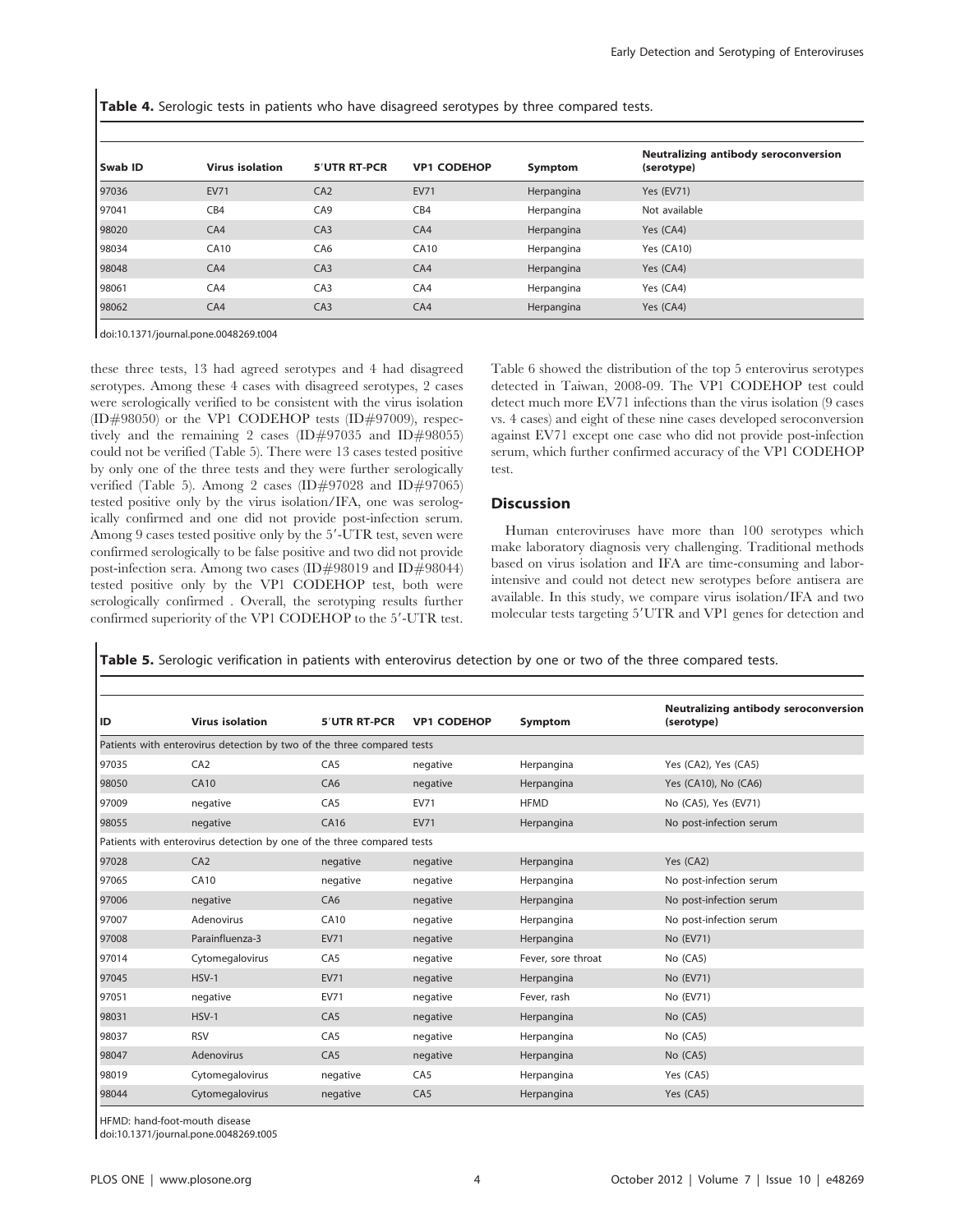**Table 4.** Serologic tests in patients who have disagreed serotypes by three compared tests.

| Swab ID | Virus isolation | 5′UTR RT-PCR | VP1 CODEHOP | Symptom | Neutralizing antibody seroconversion (serotype) |
|---|---|---|---|---|---|
| 97036 | EV71 | CA2 | EV71 | Herpangina | Yes (EV71) |
| 97041 | CB4 | CA9 | CB4 | Herpangina | Not available |
| 98020 | CA4 | CA3 | CA4 | Herpangina | Yes (CA4) |
| 98034 | CA10 | CA6 | CA10 | Herpangina | Yes (CA10) |
| 98048 | CA4 | CA3 | CA4 | Herpangina | Yes (CA4) |
| 98061 | CA4 | CA3 | CA4 | Herpangina | Yes (CA4) |
| 98062 | CA4 | CA3 | CA4 | Herpangina | Yes (CA4) |

doi:10.1371/journal.pone.0048269.t004

these three tests, 13 had agreed serotypes and 4 had disagreed serotypes. Among these 4 cases with disagreed serotypes, 2 cases were serologically verified to be consistent with the virus isolation (ID#98050) or the VP1 CODEHOP tests (ID#97009), respectively and the remaining 2 cases (ID#97035 and ID#98055) could not be verified (Table 5). There were 13 cases tested positive by only one of the three tests and they were further serologically verified (Table 5). Among 2 cases (ID#97028 and ID#97065) tested positive only by the virus isolation/IFA, one was serologically confirmed and one did not provide post-infection serum. Among 9 cases tested positive only by the 5′-UTR test, seven were confirmed serologically to be false positive and two did not provide post-infection sera. Among two cases (ID#98019 and ID#98044) tested positive only by the VP1 CODEHOP test, both were serologically confirmed . Overall, the serotyping results further confirmed superiority of the VP1 CODEHOP to the 5′-UTR test.

Table 6 showed the distribution of the top 5 enterovirus serotypes detected in Taiwan, 2008-09. The VP1 CODEHOP test could detect much more EV71 infections than the virus isolation (9 cases vs. 4 cases) and eight of these nine cases developed seroconversion against EV71 except one case who did not provide post-infection serum, which further confirmed accuracy of the VP1 CODEHOP test.

## Discussion

Human enteroviruses have more than 100 serotypes which make laboratory diagnosis very challenging. Traditional methods based on virus isolation and IFA are time-consuming and labor-intensive and could not detect new serotypes before antisera are available. In this study, we compare virus isolation/IFA and two molecular tests targeting 5′UTR and VP1 genes for detection and

**Table 5.** Serologic verification in patients with enterovirus detection by one or two of the three compared tests.

| ID | Virus isolation | 5′UTR RT-PCR | VP1 CODEHOP | Symptom | Neutralizing antibody seroconversion (serotype) |
|---|---|---|---|---|---|
| Patients with enterovirus detection by two of the three compared tests | | | | | |
| 97035 | CA2 | CA5 | negative | Herpangina | Yes (CA2), Yes (CA5) |
| 98050 | CA10 | CA6 | negative | Herpangina | Yes (CA10), No (CA6) |
| 97009 | negative | CA5 | EV71 | HFMD | No (CA5), Yes (EV71) |
| 98055 | negative | CA16 | EV71 | Herpangina | No post-infection serum |
| Patients with enterovirus detection by one of the three compared tests | | | | | |
| 97028 | CA2 | negative | negative | Herpangina | Yes (CA2) |
| 97065 | CA10 | negative | negative | Herpangina | No post-infection serum |
| 97006 | negative | CA6 | negative | Herpangina | No post-infection serum |
| 97007 | Adenovirus | CA10 | negative | Herpangina | No post-infection serum |
| 97008 | Parainfluenza-3 | EV71 | negative | Herpangina | No (EV71) |
| 97014 | Cytomegalovirus | CA5 | negative | Fever, sore throat | No (CA5) |
| 97045 | HSV-1 | EV71 | negative | Herpangina | No (EV71) |
| 97051 | negative | EV71 | negative | Fever, rash | No (EV71) |
| 98031 | HSV-1 | CA5 | negative | Herpangina | No (CA5) |
| 98037 | RSV | CA5 | negative | Herpangina | No (CA5) |
| 98047 | Adenovirus | CA5 | negative | Herpangina | No (CA5) |
| 98019 | Cytomegalovirus | negative | CA5 | Herpangina | Yes (CA5) |
| 98044 | Cytomegalovirus | negative | CA5 | Herpangina | Yes (CA5) |

HFMD: hand-foot-mouth disease

doi:10.1371/journal.pone.0048269.t005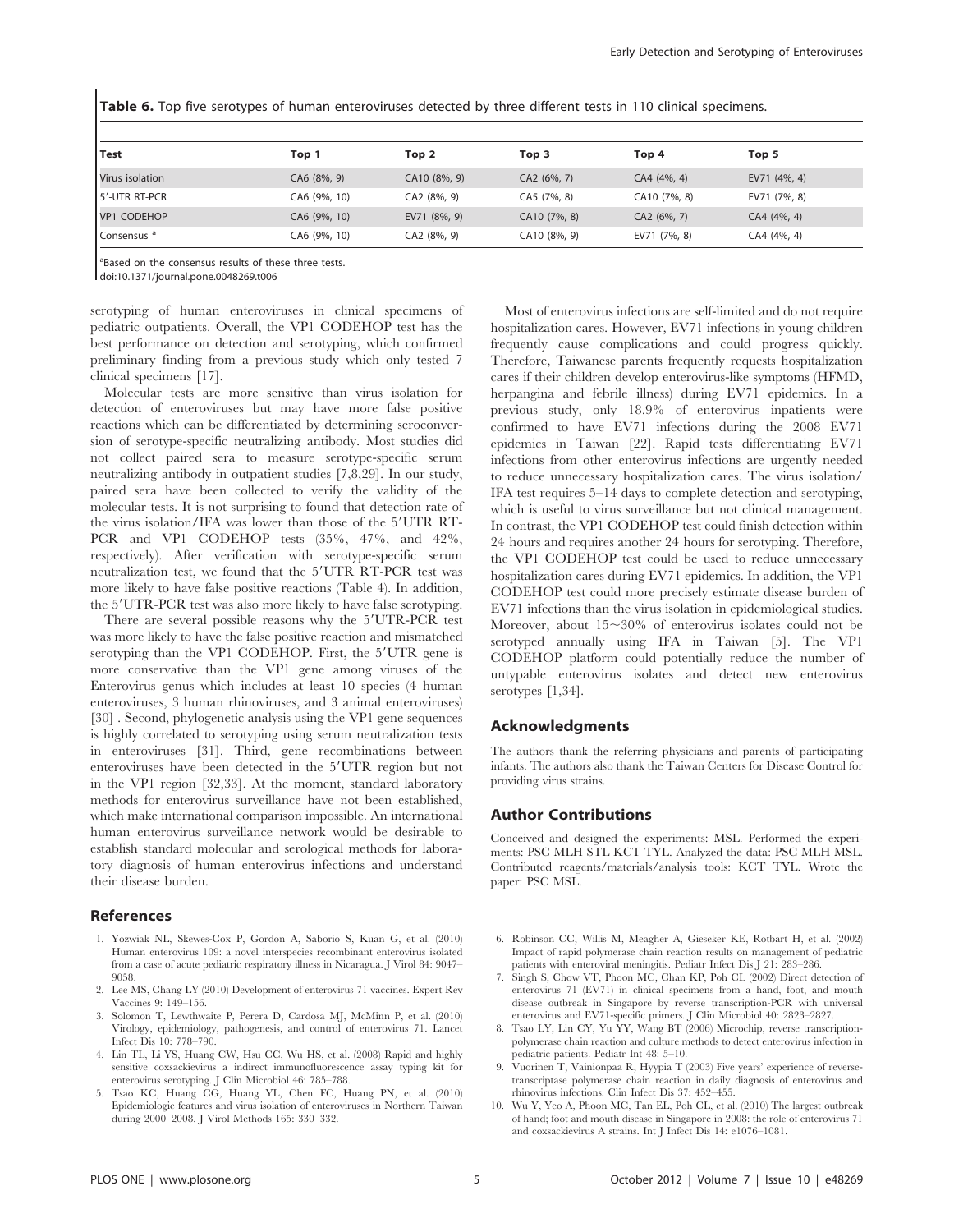**Table 6.** Top five serotypes of human enteroviruses detected by three different tests in 110 clinical specimens.

| Test | Top 1 | Top 2 | Top 3 | Top 4 | Top 5 |
|---|---|---|---|---|---|
| Virus isolation | CA6 (8%, 9) | CA10 (8%, 9) | CA2 (6%, 7) | CA4 (4%, 4) | EV71 (4%, 4) |
| 5′-UTR RT-PCR | CA6 (9%, 10) | CA2 (8%, 9) | CA5 (7%, 8) | CA10 (7%, 8) | EV71 (7%, 8) |
| VP1 CODEHOP | CA6 (9%, 10) | EV71 (8%, 9) | CA10 (7%, 8) | CA2 (6%, 7) | CA4 (4%, 4) |
| Consensus [a] | CA6 (9%, 10) | CA2 (8%, 9) | CA10 (8%, 9) | EV71 (7%, 8) | CA4 (4%, 4) |

[a]Based on the consensus results of these three tests.
doi:10.1371/journal.pone.0048269.t006

serotyping of human enteroviruses in clinical specimens of pediatric outpatients. Overall, the VP1 CODEHOP test has the best performance on detection and serotyping, which confirmed preliminary finding from a previous study which only tested 7 clinical specimens [17].

Molecular tests are more sensitive than virus isolation for detection of enteroviruses but may have more false positive reactions which can be differentiated by determining seroconversion of serotype-specific neutralizing antibody. Most studies did not collect paired sera to measure serotype-specific serum neutralizing antibody in outpatient studies [7,8,29]. In our study, paired sera have been collected to verify the validity of the molecular tests. It is not surprising to found that detection rate of the virus isolation/IFA was lower than those of the 5′UTR RT-PCR and VP1 CODEHOP tests (35%, 47%, and 42%, respectively). After verification with serotype-specific serum neutralization test, we found that the 5′UTR RT-PCR test was more likely to have false positive reactions (Table 4). In addition, the 5′UTR-PCR test was also more likely to have false serotyping.

There are several possible reasons why the 5′UTR-PCR test was more likely to have the false positive reaction and mismatched serotyping than the VP1 CODEHOP. First, the 5′UTR gene is more conservative than the VP1 gene among viruses of the Enterovirus genus which includes at least 10 species (4 human enteroviruses, 3 human rhinoviruses, and 3 animal enteroviruses) [30] . Second, phylogenetic analysis using the VP1 gene sequences is highly correlated to serotyping using serum neutralization tests in enteroviruses [31]. Third, gene recombinations between enteroviruses have been detected in the 5′UTR region but not in the VP1 region [32,33]. At the moment, standard laboratory methods for enterovirus surveillance have not been established, which make international comparison impossible. An international human enterovirus surveillance network would be desirable to establish standard molecular and serological methods for laboratory diagnosis of human enterovirus infections and understand their disease burden.

Most of enterovirus infections are self-limited and do not require hospitalization cares. However, EV71 infections in young children frequently cause complications and could progress quickly. Therefore, Taiwanese parents frequently requests hospitalization cares if their children develop enterovirus-like symptoms (HFMD, herpangina and febrile illness) during EV71 epidemics. In a previous study, only 18.9% of enterovirus inpatients were confirmed to have EV71 infections during the 2008 EV71 epidemics in Taiwan [22]. Rapid tests differentiating EV71 infections from other enterovirus infections are urgently needed to reduce unnecessary hospitalization cares. The virus isolation/IFA test requires 5–14 days to complete detection and serotyping, which is useful to virus surveillance but not clinical management. In contrast, the VP1 CODEHOP test could finish detection within 24 hours and requires another 24 hours for serotyping. Therefore, the VP1 CODEHOP test could be used to reduce unnecessary hospitalization cares during EV71 epidemics. In addition, the VP1 CODEHOP test could more precisely estimate disease burden of EV71 infections than the virus isolation in epidemiological studies. Moreover, about 15~30% of enterovirus isolates could not be serotyped annually using IFA in Taiwan [5]. The VP1 CODEHOP platform could potentially reduce the number of untypable enterovirus isolates and detect new enterovirus serotypes [1,34].

## Acknowledgments

The authors thank the referring physicians and parents of participating infants. The authors also thank the Taiwan Centers for Disease Control for providing virus strains.

## Author Contributions

Conceived and designed the experiments: MSL. Performed the experiments: PSC MLH STL KCT TYL. Analyzed the data: PSC MLH MSL. Contributed reagents/materials/analysis tools: KCT TYL. Wrote the paper: PSC MSL.

## References

1. Yozwiak NL, Skewes-Cox P, Gordon A, Saborio S, Kuan G, et al. (2010) Human enterovirus 109: a novel interspecies recombinant enterovirus isolated from a case of acute pediatric respiratory illness in Nicaragua. J Virol 84: 9047–9058.
2. Lee MS, Chang LY (2010) Development of enterovirus 71 vaccines. Expert Rev Vaccines 9: 149–156.
3. Solomon T, Lewthwaite P, Perera D, Cardosa MJ, McMinn P, et al. (2010) Virology, epidemiology, pathogenesis, and control of enterovirus 71. Lancet Infect Dis 10: 778–790.
4. Lin TL, Li YS, Huang CW, Hsu CC, Wu HS, et al. (2008) Rapid and highly sensitive coxsackievirus a indirect immunofluorescence assay typing kit for enterovirus serotyping. J Clin Microbiol 46: 785–788.
5. Tsao KC, Huang CG, Huang YL, Chen FC, Huang PN, et al. (2010) Epidemiologic features and virus isolation of enteroviruses in Northern Taiwan during 2000–2008. J Virol Methods 165: 330–332.
6. Robinson CC, Willis M, Meagher A, Gieseker KE, Rotbart H, et al. (2002) Impact of rapid polymerase chain reaction results on management of pediatric patients with enteroviral meningitis. Pediatr Infect Dis J 21: 283–286.
7. Singh S, Chow VT, Phoon MC, Chan KP, Poh CL (2002) Direct detection of enterovirus 71 (EV71) in clinical specimens from a hand, foot, and mouth disease outbreak in Singapore by reverse transcription-PCR with universal enterovirus and EV71-specific primers. J Clin Microbiol 40: 2823–2827.
8. Tsao LY, Lin CY, Yu YY, Wang BT (2006) Microchip, reverse transcription-polymerase chain reaction and culture methods to detect enterovirus infection in pediatric patients. Pediatr Int 48: 5–10.
9. Vuorinen T, Vainionpaa R, Hyypia T (2003) Five years' experience of reverse-transcriptase polymerase chain reaction in daily diagnosis of enterovirus and rhinovirus infections. Clin Infect Dis 37: 452–455.
10. Wu Y, Yeo A, Phoon MC, Tan EL, Poh CL, et al. (2010) The largest outbreak of hand; foot and mouth disease in Singapore in 2008: the role of enterovirus 71 and coxsackievirus A strains. Int J Infect Dis 14: e1076–1081.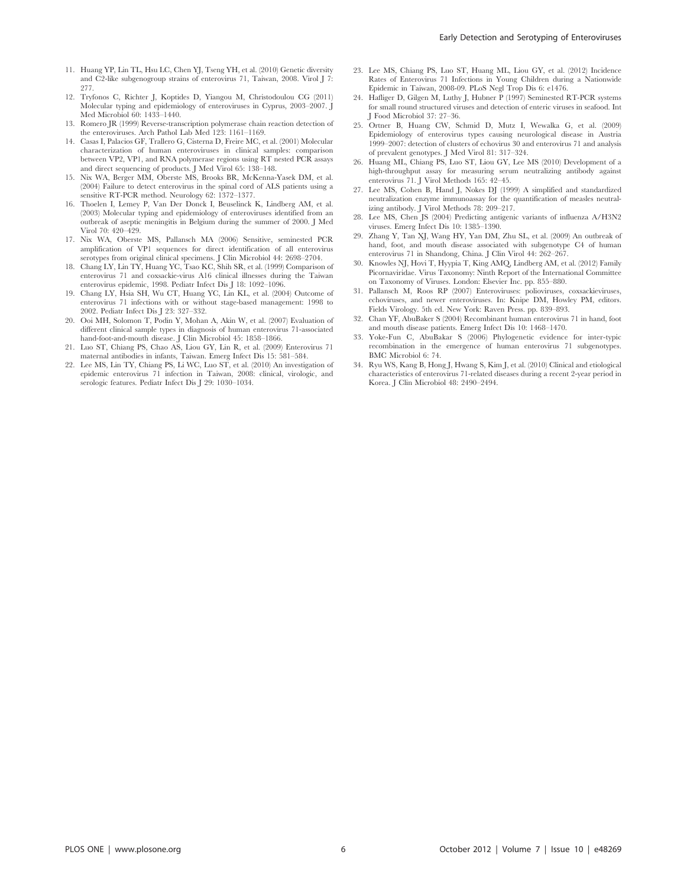11. Huang YP, Lin TL, Hsu LC, Chen YJ, Tseng YH, et al. (2010) Genetic diversity and C2-like subgenogroup strains of enterovirus 71, Taiwan, 2008. Virol J 7: 277.
12. Tryfonos C, Richter J, Koptides D, Yiangou M, Christodoulou CG (2011) Molecular typing and epidemiology of enteroviruses in Cyprus, 2003–2007. J Med Microbiol 60: 1433–1440.
13. Romero JR (1999) Reverse-transcription polymerase chain reaction detection of the enteroviruses. Arch Pathol Lab Med 123: 1161–1169.
14. Casas I, Palacios GF, Trallero G, Cisterna D, Freire MC, et al. (2001) Molecular characterization of human enteroviruses in clinical samples: comparison between VP2, VP1, and RNA polymerase regions using RT nested PCR assays and direct sequencing of products. J Med Virol 65: 138–148.
15. Nix WA, Berger MM, Oberste MS, Brooks BR, McKenna-Yasek DM, et al. (2004) Failure to detect enterovirus in the spinal cord of ALS patients using a sensitive RT-PCR method. Neurology 62: 1372–1377.
16. Thoelen I, Lemey P, Van Der Donck I, Beuselinck K, Lindberg AM, et al. (2003) Molecular typing and epidemiology of enteroviruses identified from an outbreak of aseptic meningitis in Belgium during the summer of 2000. J Med Virol 70: 420–429.
17. Nix WA, Oberste MS, Pallansch MA (2006) Sensitive, seminested PCR amplification of VP1 sequences for direct identification of all enterovirus serotypes from original clinical specimens. J Clin Microbiol 44: 2698–2704.
18. Chang LY, Lin TY, Huang YC, Tsao KC, Shih SR, et al. (1999) Comparison of enterovirus 71 and coxsackie-virus A16 clinical illnesses during the Taiwan enterovirus epidemic, 1998. Pediatr Infect Dis J 18: 1092–1096.
19. Chang LY, Hsia SH, Wu CT, Huang YC, Lin KL, et al. (2004) Outcome of enterovirus 71 infections with or without stage-based management: 1998 to 2002. Pediatr Infect Dis J 23: 327–332.
20. Ooi MH, Solomon T, Podin Y, Mohan A, Akin W, et al. (2007) Evaluation of different clinical sample types in diagnosis of human enterovirus 71-associated hand-foot-and-mouth disease. J Clin Microbiol 45: 1858–1866.
21. Luo ST, Chiang PS, Chao AS, Liou GY, Lin R, et al. (2009) Enterovirus 71 maternal antibodies in infants, Taiwan. Emerg Infect Dis 15: 581–584.
22. Lee MS, Lin TY, Chiang PS, Li WC, Luo ST, et al. (2010) An investigation of epidemic enterovirus 71 infection in Taiwan, 2008: clinical, virologic, and serologic features. Pediatr Infect Dis J 29: 1030–1034.
23. Lee MS, Chiang PS, Luo ST, Huang ML, Liou GY, et al. (2012) Incidence Rates of Enterovirus 71 Infections in Young Children during a Nationwide Epidemic in Taiwan, 2008-09. PLoS Negl Trop Dis 6: e1476.
24. Hafliger D, Gilgen M, Luthy J, Hubner P (1997) Seminested RT-PCR systems for small round structured viruses and detection of enteric viruses in seafood. Int J Food Microbiol 37: 27–36.
25. Ortner B, Huang CW, Schmid D, Mutz I, Wewalka G, et al. (2009) Epidemiology of enterovirus types causing neurological disease in Austria 1999–2007: detection of clusters of echovirus 30 and enterovirus 71 and analysis of prevalent genotypes. J Med Virol 81: 317–324.
26. Huang ML, Chiang PS, Luo ST, Liou GY, Lee MS (2010) Development of a high-throughput assay for measuring serum neutralizing antibody against enterovirus 71. J Virol Methods 165: 42–45.
27. Lee MS, Cohen B, Hand J, Nokes DJ (1999) A simplified and standardized neutralization enzyme immunoassay for the quantification of measles neutralizing antibody. J Virol Methods 78: 209–217.
28. Lee MS, Chen JS (2004) Predicting antigenic variants of influenza A/H3N2 viruses. Emerg Infect Dis 10: 1385–1390.
29. Zhang Y, Tan XJ, Wang HY, Yan DM, Zhu SL, et al. (2009) An outbreak of hand, foot, and mouth disease associated with subgenotype C4 of human enterovirus 71 in Shandong, China. J Clin Virol 44: 262–267.
30. Knowles NJ, Hovi T, Hyypia T, King AMQ, Lindberg AM, et al. (2012) Family Picornaviridae. Virus Taxonomy: Ninth Report of the International Committee on Taxonomy of Viruses. London: Elsevier Inc. pp. 855–880.
31. Pallansch M, Roos RP (2007) Enteroviruses: polioviruses, coxsackieviruses, echoviruses, and newer enteroviruses. In: Knipe DM, Howley PM, editors. Fields Virology. 5th ed. New York: Raven Press. pp. 839–893.
32. Chan YF, AbuBaker S (2004) Recombinant human enterovirus 71 in hand, foot and mouth disease patients. Emerg Infect Dis 10: 1468–1470.
33. Yoke-Fun C, AbuBakar S (2006) Phylogenetic evidence for inter-typic recombination in the emergence of human enterovirus 71 subgenotypes. BMC Microbiol 6: 74.
34. Ryu WS, Kang B, Hong J, Hwang S, Kim J, et al. (2010) Clinical and etiological characteristics of enterovirus 71-related diseases during a recent 2-year period in Korea. J Clin Microbiol 48: 2490–2494.